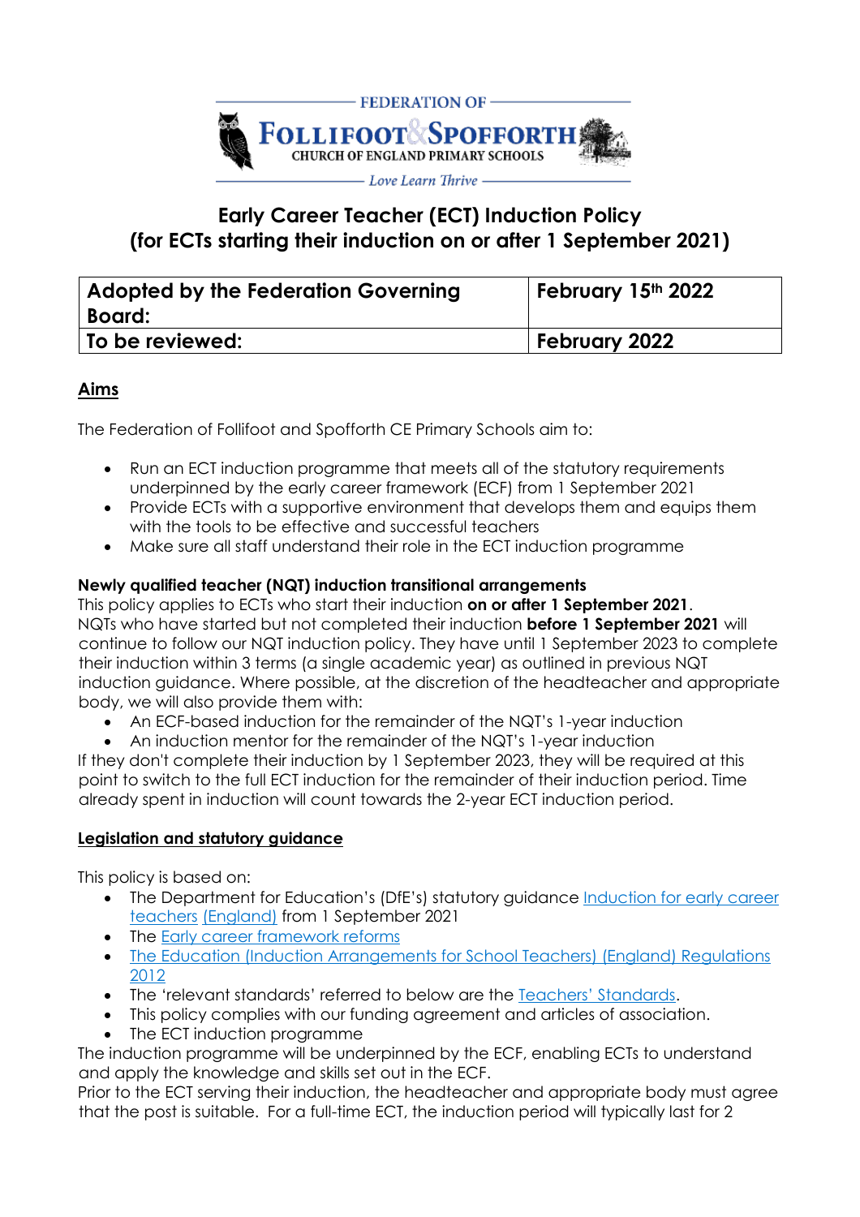FEDERATION OF

FOLLIFOOT & SPOFFORTH

CHURCH OF ENGLAND PRIMARY SCHOOLS

*Love Learn Thrive*

# Early Career Teacher (ECT) Induction Policy (for ECTs starting their induction on or after 1 September 2021)

| **Adopted by the Federation Governing Board:** | **February 15th 2022** |
|---|---|
| **To be reviewed:** | **February 2022** |

## Aims

The Federation of Follifoot and Spofforth CE Primary Schools aim to:

- Run an ECT induction programme that meets all of the statutory requirements underpinned by the early career framework (ECF) from 1 September 2021
- Provide ECTs with a supportive environment that develops them and equips them with the tools to be effective and successful teachers
- Make sure all staff understand their role in the ECT induction programme

### Newly qualified teacher (NQT) induction transitional arrangements

This policy applies to ECTs who start their induction **on or after 1 September 2021**. NQTs who have started but not completed their induction **before 1 September 2021** will continue to follow our NQT induction policy. They have until 1 September 2023 to complete their induction within 3 terms (a single academic year) as outlined in previous NQT induction guidance. Where possible, at the discretion of the headteacher and appropriate body, we will also provide them with:

- An ECF-based induction for the remainder of the NQT's 1-year induction
- An induction mentor for the remainder of the NQT's 1-year induction

If they don't complete their induction by 1 September 2023, they will be required at this point to switch to the full ECT induction for the remainder of their induction period. Time already spent in induction will count towards the 2-year ECT induction period.

## Legislation and statutory guidance

This policy is based on:

- The Department for Education's (DfE's) statutory guidance Induction for early career teachers (England) from 1 September 2021
- The Early career framework reforms
- The Education (Induction Arrangements for School Teachers) (England) Regulations 2012
- The 'relevant standards' referred to below are the Teachers' Standards.
- This policy complies with our funding agreement and articles of association.
- The ECT induction programme

The induction programme will be underpinned by the ECF, enabling ECTs to understand and apply the knowledge and skills set out in the ECF.

Prior to the ECT serving their induction, the headteacher and appropriate body must agree that the post is suitable. For a full-time ECT, the induction period will typically last for 2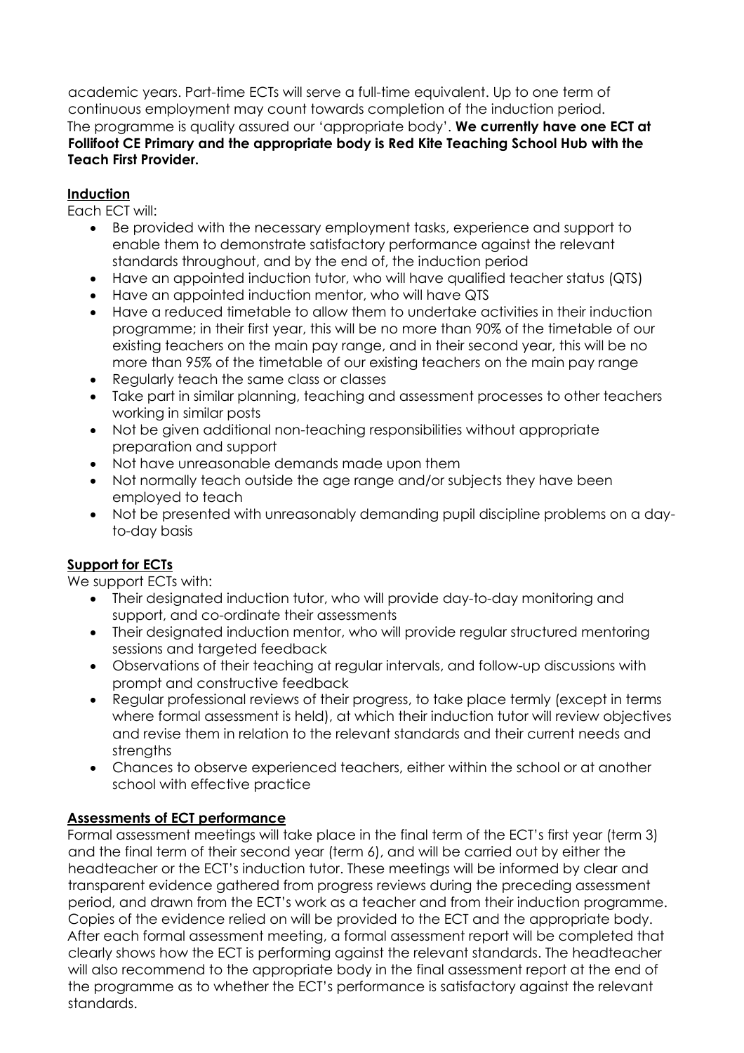academic years. Part-time ECTs will serve a full-time equivalent. Up to one term of continuous employment may count towards completion of the induction period.
The programme is quality assured our 'appropriate body'. **We currently have one ECT at Follifoot CE Primary and the appropriate body is Red Kite Teaching School Hub with the Teach First Provider.**

## Induction

Each ECT will:

- Be provided with the necessary employment tasks, experience and support to enable them to demonstrate satisfactory performance against the relevant standards throughout, and by the end of, the induction period
- Have an appointed induction tutor, who will have qualified teacher status (QTS)
- Have an appointed induction mentor, who will have QTS
- Have a reduced timetable to allow them to undertake activities in their induction programme; in their first year, this will be no more than 90% of the timetable of our existing teachers on the main pay range, and in their second year, this will be no more than 95% of the timetable of our existing teachers on the main pay range
- Regularly teach the same class or classes
- Take part in similar planning, teaching and assessment processes to other teachers working in similar posts
- Not be given additional non-teaching responsibilities without appropriate preparation and support
- Not have unreasonable demands made upon them
- Not normally teach outside the age range and/or subjects they have been employed to teach
- Not be presented with unreasonably demanding pupil discipline problems on a day-to-day basis

## Support for ECTs

We support ECTs with:

- Their designated induction tutor, who will provide day-to-day monitoring and support, and co-ordinate their assessments
- Their designated induction mentor, who will provide regular structured mentoring sessions and targeted feedback
- Observations of their teaching at regular intervals, and follow-up discussions with prompt and constructive feedback
- Regular professional reviews of their progress, to take place termly (except in terms where formal assessment is held), at which their induction tutor will review objectives and revise them in relation to the relevant standards and their current needs and strengths
- Chances to observe experienced teachers, either within the school or at another school with effective practice

## Assessments of ECT performance

Formal assessment meetings will take place in the final term of the ECT's first year (term 3) and the final term of their second year (term 6), and will be carried out by either the headteacher or the ECT's induction tutor. These meetings will be informed by clear and transparent evidence gathered from progress reviews during the preceding assessment period, and drawn from the ECT's work as a teacher and from their induction programme. Copies of the evidence relied on will be provided to the ECT and the appropriate body.
After each formal assessment meeting, a formal assessment report will be completed that clearly shows how the ECT is performing against the relevant standards. The headteacher will also recommend to the appropriate body in the final assessment report at the end of the programme as to whether the ECT's performance is satisfactory against the relevant standards.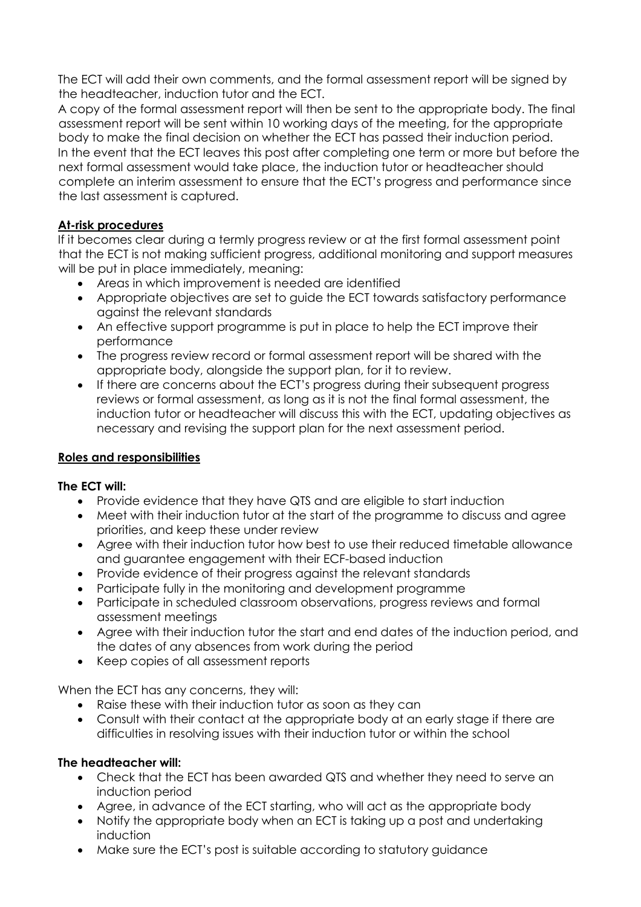The ECT will add their own comments, and the formal assessment report will be signed by the headteacher, induction tutor and the ECT.

A copy of the formal assessment report will then be sent to the appropriate body. The final assessment report will be sent within 10 working days of the meeting, for the appropriate body to make the final decision on whether the ECT has passed their induction period.

In the event that the ECT leaves this post after completing one term or more but before the next formal assessment would take place, the induction tutor or headteacher should complete an interim assessment to ensure that the ECT's progress and performance since the last assessment is captured.

## At-risk procedures

If it becomes clear during a termly progress review or at the first formal assessment point that the ECT is not making sufficient progress, additional monitoring and support measures will be put in place immediately, meaning:

- Areas in which improvement is needed are identified
- Appropriate objectives are set to guide the ECT towards satisfactory performance against the relevant standards
- An effective support programme is put in place to help the ECT improve their performance
- The progress review record or formal assessment report will be shared with the appropriate body, alongside the support plan, for it to review.
- If there are concerns about the ECT's progress during their subsequent progress reviews or formal assessment, as long as it is not the final formal assessment, the induction tutor or headteacher will discuss this with the ECT, updating objectives as necessary and revising the support plan for the next assessment period.

## Roles and responsibilities

**The ECT will:**

- Provide evidence that they have QTS and are eligible to start induction
- Meet with their induction tutor at the start of the programme to discuss and agree priorities, and keep these under review
- Agree with their induction tutor how best to use their reduced timetable allowance and guarantee engagement with their ECF-based induction
- Provide evidence of their progress against the relevant standards
- Participate fully in the monitoring and development programme
- Participate in scheduled classroom observations, progress reviews and formal assessment meetings
- Agree with their induction tutor the start and end dates of the induction period, and the dates of any absences from work during the period
- Keep copies of all assessment reports

When the ECT has any concerns, they will:

- Raise these with their induction tutor as soon as they can
- Consult with their contact at the appropriate body at an early stage if there are difficulties in resolving issues with their induction tutor or within the school

**The headteacher will:**

- Check that the ECT has been awarded QTS and whether they need to serve an induction period
- Agree, in advance of the ECT starting, who will act as the appropriate body
- Notify the appropriate body when an ECT is taking up a post and undertaking induction
- Make sure the ECT's post is suitable according to statutory guidance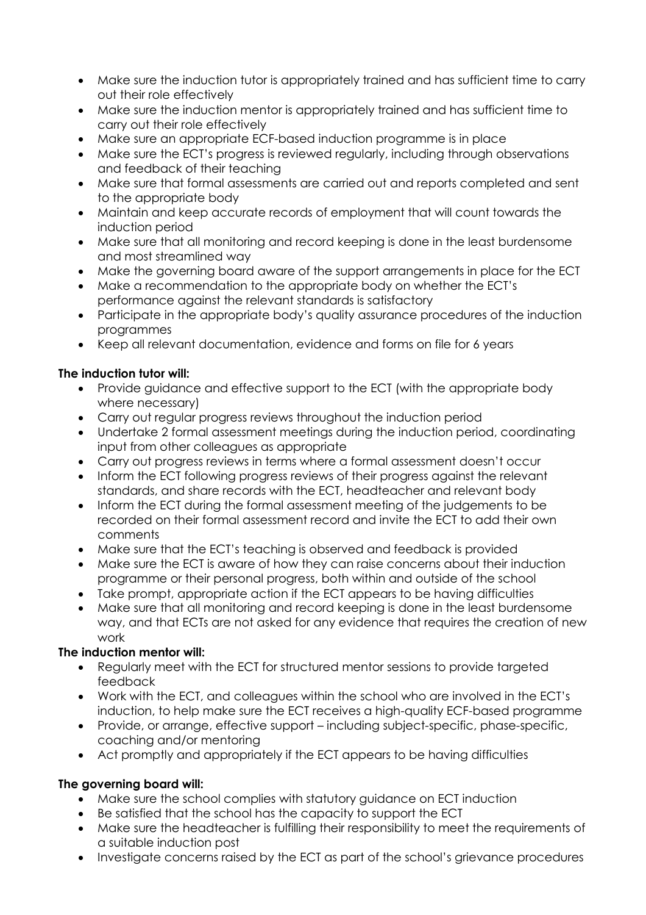- Make sure the induction tutor is appropriately trained and has sufficient time to carry out their role effectively
- Make sure the induction mentor is appropriately trained and has sufficient time to carry out their role effectively
- Make sure an appropriate ECF-based induction programme is in place
- Make sure the ECT's progress is reviewed regularly, including through observations and feedback of their teaching
- Make sure that formal assessments are carried out and reports completed and sent to the appropriate body
- Maintain and keep accurate records of employment that will count towards the induction period
- Make sure that all monitoring and record keeping is done in the least burdensome and most streamlined way
- Make the governing board aware of the support arrangements in place for the ECT
- Make a recommendation to the appropriate body on whether the ECT's performance against the relevant standards is satisfactory
- Participate in the appropriate body's quality assurance procedures of the induction programmes
- Keep all relevant documentation, evidence and forms on file for 6 years

**The induction tutor will:**

- Provide guidance and effective support to the ECT (with the appropriate body where necessary)
- Carry out regular progress reviews throughout the induction period
- Undertake 2 formal assessment meetings during the induction period, coordinating input from other colleagues as appropriate
- Carry out progress reviews in terms where a formal assessment doesn't occur
- Inform the ECT following progress reviews of their progress against the relevant standards, and share records with the ECT, headteacher and relevant body
- Inform the ECT during the formal assessment meeting of the judgements to be recorded on their formal assessment record and invite the ECT to add their own comments
- Make sure that the ECT's teaching is observed and feedback is provided
- Make sure the ECT is aware of how they can raise concerns about their induction programme or their personal progress, both within and outside of the school
- Take prompt, appropriate action if the ECT appears to be having difficulties
- Make sure that all monitoring and record keeping is done in the least burdensome way, and that ECTs are not asked for any evidence that requires the creation of new work

**The induction mentor will:**

- Regularly meet with the ECT for structured mentor sessions to provide targeted feedback
- Work with the ECT, and colleagues within the school who are involved in the ECT's induction, to help make sure the ECT receives a high-quality ECF-based programme
- Provide, or arrange, effective support – including subject-specific, phase-specific, coaching and/or mentoring
- Act promptly and appropriately if the ECT appears to be having difficulties

**The governing board will:**

- Make sure the school complies with statutory guidance on ECT induction
- Be satisfied that the school has the capacity to support the ECT
- Make sure the headteacher is fulfilling their responsibility to meet the requirements of a suitable induction post
- Investigate concerns raised by the ECT as part of the school's grievance procedures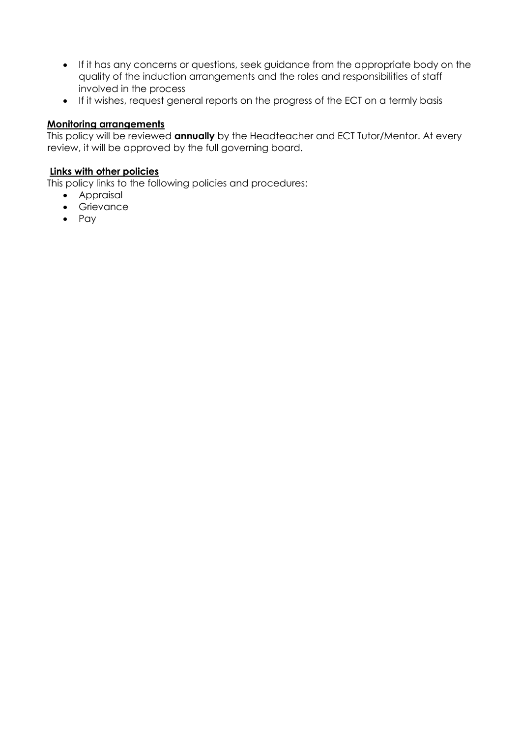- If it has any concerns or questions, seek guidance from the appropriate body on the quality of the induction arrangements and the roles and responsibilities of staff involved in the process
- If it wishes, request general reports on the progress of the ECT on a termly basis

**Monitoring arrangements**

This policy will be reviewed **annually** by the Headteacher and ECT Tutor/Mentor. At every review, it will be approved by the full governing board.

**Links with other policies**

This policy links to the following policies and procedures:

- Appraisal
- Grievance
- Pay